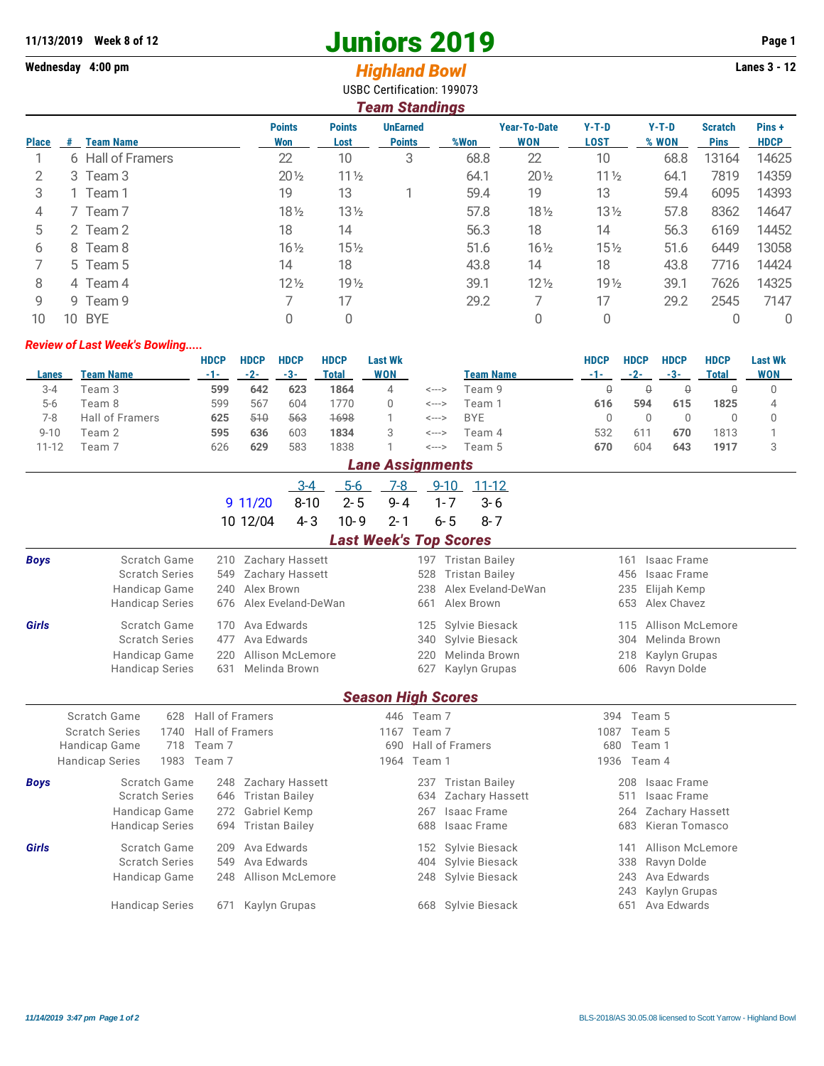**11/13/2019 Week 8 of 12** | **Wednesday 4:00 pm** | **Lanes 3 - 12**

# Juniors 2019

## *Highland Bowl*

USBC Certification: 199073

### *Team Standings*

| Place | # | Team Name | Points Won | Points Lost | UnEarned Points | %Won | Year-To-Date WON | Y-T-D LOST | Y-T-D % WON | Scratch Pins | Pins + HDCP |
|---|---|---|---|---|---|---|---|---|---|---|---|
| 1 | 6 | Hall of Framers | 22 | 10 | 3 | 68.8 | 22 | 10 | 68.8 | 13164 | 14625 |
| 2 | 3 | Team 3 | 20½ | 11½ | | 64.1 | 20½ | 11½ | 64.1 | 7819 | 14359 |
| 3 | 1 | Team 1 | 19 | 13 | 1 | 59.4 | 19 | 13 | 59.4 | 6095 | 14393 |
| 4 | 7 | Team 7 | 18½ | 13½ | | 57.8 | 18½ | 13½ | 57.8 | 8362 | 14647 |
| 5 | 2 | Team 2 | 18 | 14 | | 56.3 | 18 | 14 | 56.3 | 6169 | 14452 |
| 6 | 8 | Team 8 | 16½ | 15½ | | 51.6 | 16½ | 15½ | 51.6 | 6449 | 13058 |
| 7 | 5 | Team 5 | 14 | 18 | | 43.8 | 14 | 18 | 43.8 | 7716 | 14424 |
| 8 | 4 | Team 4 | 12½ | 19½ | | 39.1 | 12½ | 19½ | 39.1 | 7626 | 14325 |
| 9 | 9 | Team 9 | 7 | 17 | | 29.2 | 7 | 17 | 29.2 | 2545 | 7147 |
| 10 | 10 | BYE | 0 | 0 | | | 0 | 0 | | 0 | 0 |

### *Review of Last Week's Bowling.....*

| Lanes | Team Name | HDCP -1- | HDCP -2- | HDCP -3- | HDCP Total | Last Wk WON | | Team Name | HDCP -1- | HDCP -2- | HDCP -3- | HDCP Total | Last Wk WON |
|---|---|---|---|---|---|---|---|---|---|---|---|---|---|
| 3-4 | Team 3 | **599** | **642** | **623** | **1864** | 4 | <---> | Team 9 | ~~0~~ | ~~0~~ | ~~0~~ | ~~0~~ | 0 |
| 5-6 | Team 8 | 599 | 567 | 604 | 1770 | 0 | <---> | Team 1 | **616** | **594** | **615** | **1825** | 4 |
| 7-8 | Hall of Framers | **625** | ~~510~~ | ~~563~~ | ~~1698~~ | 1 | <---> | BYE | 0 | 0 | 0 | 0 | 0 |
| 9-10 | Team 2 | **595** | **636** | 603 | **1834** | 3 | <---> | Team 4 | 532 | 611 | **670** | 1813 | 1 |
| 11-12 | Team 7 | 626 | **629** | 583 | 1838 | 1 | <---> | Team 5 | **670** | 604 | **643** | **1917** | 3 |

### *Lane Assignments*

| | | 3-4 | 5-6 | 7-8 | 9-10 | 11-12 |
|---|---|---|---|---|---|---|
| 9 | 11/20 | 8-10 | 2-5 | 9-4 | 1-7 | 3-6 |
| 10 | 12/04 | 4-3 | 10-9 | 2-1 | 6-5 | 8-7 |

### *Last Week's Top Scores*

| | | | | | | | |
|---|---|---|---|---|---|---|---|
| ***Boys*** | Scratch Game | 210 | Zachary Hassett | 197 | Tristan Bailey | 161 | Isaac Frame |
| | Scratch Series | 549 | Zachary Hassett | 528 | Tristan Bailey | 456 | Isaac Frame |
| | Handicap Game | 240 | Alex Brown | 238 | Alex Eveland-DeWan | 235 | Elijah Kemp |
| | Handicap Series | 676 | Alex Eveland-DeWan | 661 | Alex Brown | 653 | Alex Chavez |
| ***Girls*** | Scratch Game | 170 | Ava Edwards | 125 | Sylvie Biesack | 115 | Allison McLemore |
| | Scratch Series | 477 | Ava Edwards | 340 | Sylvie Biesack | 304 | Melinda Brown |
| | Handicap Game | 220 | Allison McLemore | 220 | Melinda Brown | 218 | Kaylyn Grupas |
| | Handicap Series | 631 | Melinda Brown | 627 | Kaylyn Grupas | 606 | Ravyn Dolde |

### *Season High Scores*

| | | | | | | |
|---|---|---|---|---|---|---|
| Scratch Game | 628 | Hall of Framers | 446 | Team 7 | 394 | Team 5 |
| Scratch Series | 1740 | Hall of Framers | 1167 | Team 7 | 1087 | Team 5 |
| Handicap Game | 718 | Team 7 | 690 | Hall of Framers | 680 | Team 1 |
| Handicap Series | 1983 | Team 7 | 1964 | Team 1 | 1936 | Team 4 |

| | | | | | | | |
|---|---|---|---|---|---|---|---|
| ***Boys*** | Scratch Game | 248 | Zachary Hassett | 237 | Tristan Bailey | 208 | Isaac Frame |
| | Scratch Series | 646 | Tristan Bailey | 634 | Zachary Hassett | 511 | Isaac Frame |
| | Handicap Game | 272 | Gabriel Kemp | 267 | Isaac Frame | 264 | Zachary Hassett |
| | Handicap Series | 694 | Tristan Bailey | 688 | Isaac Frame | 683 | Kieran Tomasco |
| ***Girls*** | Scratch Game | 209 | Ava Edwards | 152 | Sylvie Biesack | 141 | Allison McLemore |
| | Scratch Series | 549 | Ava Edwards | 404 | Sylvie Biesack | 338 | Ravyn Dolde |
| | Handicap Game | 248 | Allison McLemore | 248 | Sylvie Biesack | 243 | Ava Edwards |
| | | | | | | 243 | Kaylyn Grupas |
| | Handicap Series | 671 | Kaylyn Grupas | 668 | Sylvie Biesack | 651 | Ava Edwards |

*11/14/2019 3:47 pm*

BLS-2018/AS 30.05.08 licensed to Scott Yarrow - Highland Bowl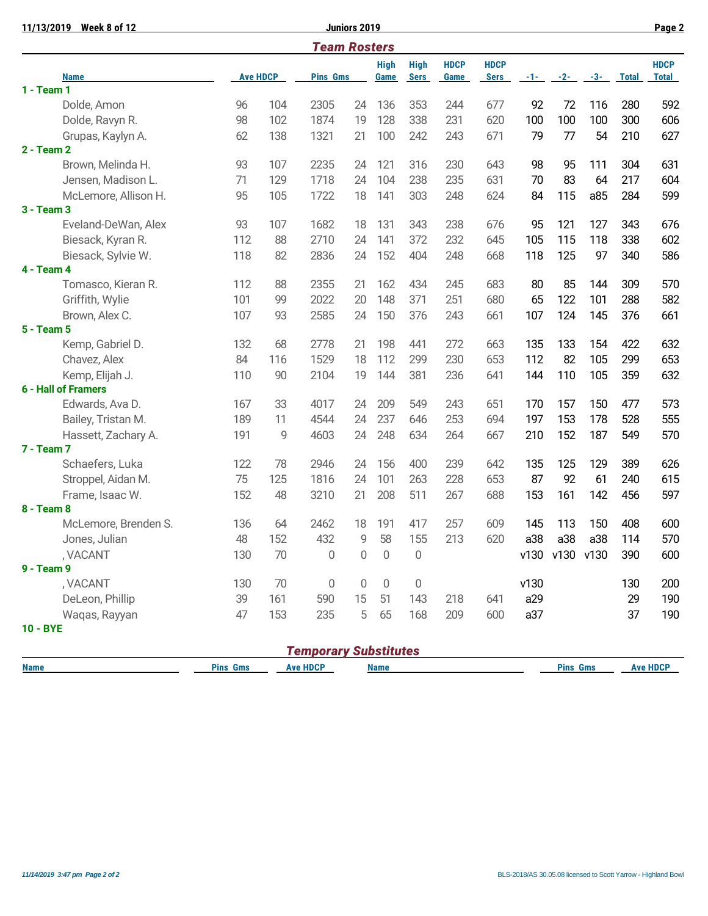## Team Rosters

| Name | Ave | HDCP | Pins | Gms | High Game | High Sers | HDCP Game | HDCP Sers | -1- | -2- | -3- | Total | HDCP Total |
|---|---|---|---|---|---|---|---|---|---|---|---|---|---|
| **1 - Team 1** | | | | | | | | | | | | | |
| Dolde, Amon | 96 | 104 | 2305 | 24 | 136 | 353 | 244 | 677 | 92 | 72 | 116 | 280 | 592 |
| Dolde, Ravyn R. | 98 | 102 | 1874 | 19 | 128 | 338 | 231 | 620 | 100 | 100 | 100 | 300 | 606 |
| Grupas, Kaylyn A. | 62 | 138 | 1321 | 21 | 100 | 242 | 243 | 671 | 79 | 77 | 54 | 210 | 627 |
| **2 - Team 2** | | | | | | | | | | | | | |
| Brown, Melinda H. | 93 | 107 | 2235 | 24 | 121 | 316 | 230 | 643 | 98 | 95 | 111 | 304 | 631 |
| Jensen, Madison L. | 71 | 129 | 1718 | 24 | 104 | 238 | 235 | 631 | 70 | 83 | 64 | 217 | 604 |
| McLemore, Allison H. | 95 | 105 | 1722 | 18 | 141 | 303 | 248 | 624 | 84 | 115 | a85 | 284 | 599 |
| **3 - Team 3** | | | | | | | | | | | | | |
| Eveland-DeWan, Alex | 93 | 107 | 1682 | 18 | 131 | 343 | 238 | 676 | 95 | 121 | 127 | 343 | 676 |
| Biesack, Kyran R. | 112 | 88 | 2710 | 24 | 141 | 372 | 232 | 645 | 105 | 115 | 118 | 338 | 602 |
| Biesack, Sylvie W. | 118 | 82 | 2836 | 24 | 152 | 404 | 248 | 668 | 118 | 125 | 97 | 340 | 586 |
| **4 - Team 4** | | | | | | | | | | | | | |
| Tomasco, Kieran R. | 112 | 88 | 2355 | 21 | 162 | 434 | 245 | 683 | 80 | 85 | 144 | 309 | 570 |
| Griffith, Wylie | 101 | 99 | 2022 | 20 | 148 | 371 | 251 | 680 | 65 | 122 | 101 | 288 | 582 |
| Brown, Alex C. | 107 | 93 | 2585 | 24 | 150 | 376 | 243 | 661 | 107 | 124 | 145 | 376 | 661 |
| **5 - Team 5** | | | | | | | | | | | | | |
| Kemp, Gabriel D. | 132 | 68 | 2778 | 21 | 198 | 441 | 272 | 663 | 135 | 133 | 154 | 422 | 632 |
| Chavez, Alex | 84 | 116 | 1529 | 18 | 112 | 299 | 230 | 653 | 112 | 82 | 105 | 299 | 653 |
| Kemp, Elijah J. | 110 | 90 | 2104 | 19 | 144 | 381 | 236 | 641 | 144 | 110 | 105 | 359 | 632 |
| **6 - Hall of Framers** | | | | | | | | | | | | | |
| Edwards, Ava D. | 167 | 33 | 4017 | 24 | 209 | 549 | 243 | 651 | 170 | 157 | 150 | 477 | 573 |
| Bailey, Tristan M. | 189 | 11 | 4544 | 24 | 237 | 646 | 253 | 694 | 197 | 153 | 178 | 528 | 555 |
| Hassett, Zachary A. | 191 | 9 | 4603 | 24 | 248 | 634 | 264 | 667 | 210 | 152 | 187 | 549 | 570 |
| **7 - Team 7** | | | | | | | | | | | | | |
| Schaefers, Luka | 122 | 78 | 2946 | 24 | 156 | 400 | 239 | 642 | 135 | 125 | 129 | 389 | 626 |
| Stroppel, Aidan M. | 75 | 125 | 1816 | 24 | 101 | 263 | 228 | 653 | 87 | 92 | 61 | 240 | 615 |
| Frame, Isaac W. | 152 | 48 | 3210 | 21 | 208 | 511 | 267 | 688 | 153 | 161 | 142 | 456 | 597 |
| **8 - Team 8** | | | | | | | | | | | | | |
| McLemore, Brenden S. | 136 | 64 | 2462 | 18 | 191 | 417 | 257 | 609 | 145 | 113 | 150 | 408 | 600 |
| Jones, Julian | 48 | 152 | 432 | 9 | 58 | 155 | 213 | 620 | a38 | a38 | a38 | 114 | 570 |
| , VACANT | 130 | 70 | 0 | 0 | 0 | 0 | | | v130 | v130 | v130 | 390 | 600 |
| **9 - Team 9** | | | | | | | | | | | | | |
| , VACANT | 130 | 70 | 0 | 0 | 0 | 0 | | | v130 | | | 130 | 200 |
| DeLeon, Phillip | 39 | 161 | 590 | 15 | 51 | 143 | 218 | 641 | a29 | | | 29 | 190 |
| Waqas, Rayyan | 47 | 153 | 235 | 5 | 65 | 168 | 209 | 600 | a37 | | | 37 | 190 |
| **10 - BYE** | | | | | | | | | | | | | |

## Temporary Substitutes

| Name | Pins | Gms | Ave | HDCP | Name | Pins | Gms | Ave | HDCP |
|---|---|---|---|---|---|---|---|---|---|

BLS-2018/AS 30.05.08 licensed to Scott Yarrow - Highland Bowl